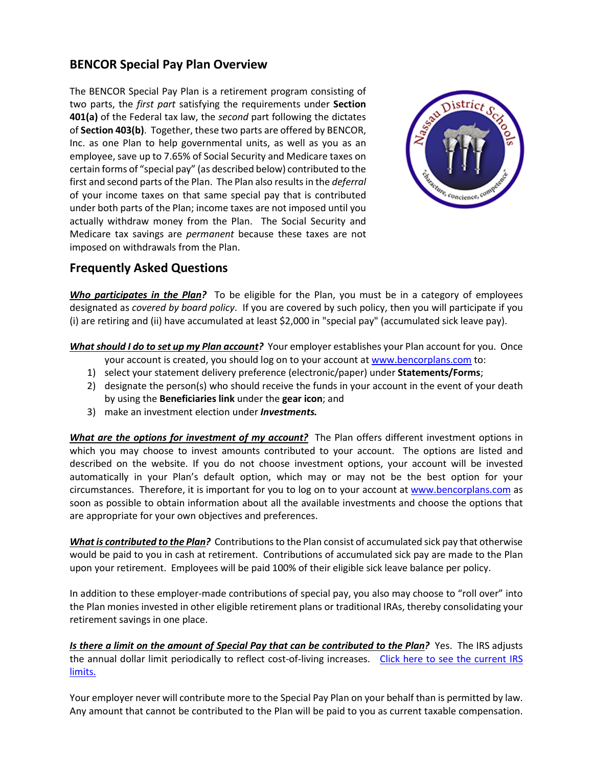## BENCOR Special Pay Plan Overview

The BENCOR Special Pay Plan is a retirement program consisting of two parts, the *first part* satisfying the requirements under **Section 401(a)** of the Federal tax law, the *second* part following the dictates of **Section 403(b)**. Together, these two parts are offered by BENCOR, Inc. as one Plan to help governmental units, as well as you as an employee, save up to 7.65% of Social Security and Medicare taxes on certain forms of "special pay" (as described below) contributed to the first and second parts of the Plan. The Plan also results in the *deferral* of your income taxes on that same special pay that is contributed under both parts of the Plan; income taxes are not imposed until you actually withdraw money from the Plan. The Social Security and Medicare tax savings are *permanent* because these taxes are not imposed on withdrawals from the Plan.

## Frequently Asked Questions

***Who participates in the Plan?*** To be eligible for the Plan, you must be in a category of employees designated as *covered by board policy*. If you are covered by such policy, then you will participate if you (i) are retiring and (ii) have accumulated at least $2,000 in "special pay" (accumulated sick leave pay).

***What should I do to set up my Plan account?*** Your employer establishes your Plan account for you. Once your account is created, you should log on to your account at www.bencorplans.com to:

1) select your statement delivery preference (electronic/paper) under **Statements/Forms**;
2) designate the person(s) who should receive the funds in your account in the event of your death by using the **Beneficiaries link** under the **gear icon**; and
3) make an investment election under ***Investments.***

***What are the options for investment of my account?*** The Plan offers different investment options in which you may choose to invest amounts contributed to your account. The options are listed and described on the website. If you do not choose investment options, your account will be invested automatically in your Plan's default option, which may or may not be the best option for your circumstances. Therefore, it is important for you to log on to your account at www.bencorplans.com as soon as possible to obtain information about all the available investments and choose the options that are appropriate for your own objectives and preferences.

***What is contributed to the Plan?*** Contributions to the Plan consist of accumulated sick pay that otherwise would be paid to you in cash at retirement. Contributions of accumulated sick pay are made to the Plan upon your retirement. Employees will be paid 100% of their eligible sick leave balance per policy.

In addition to these employer-made contributions of special pay, you also may choose to "roll over" into the Plan monies invested in other eligible retirement plans or traditional IRAs, thereby consolidating your retirement savings in one place.

***Is there a limit on the amount of Special Pay that can be contributed to the Plan?*** Yes. The IRS adjusts the annual dollar limit periodically to reflect cost-of-living increases. Click here to see the current IRS limits.

Your employer never will contribute more to the Special Pay Plan on your behalf than is permitted by law. Any amount that cannot be contributed to the Plan will be paid to you as current taxable compensation.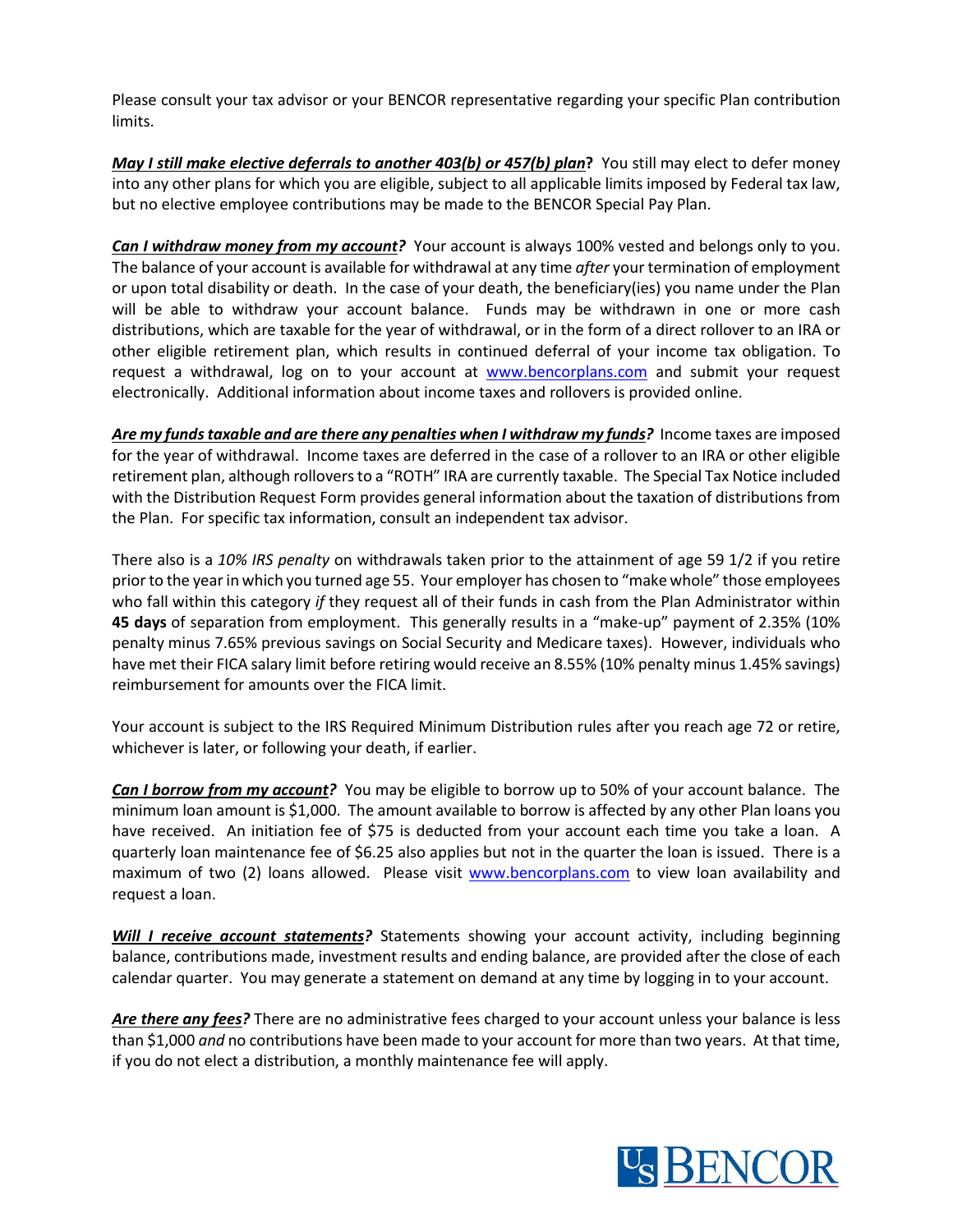Please consult your tax advisor or your BENCOR representative regarding your specific Plan contribution limits.

***May I still make elective deferrals to another 403(b) or 457(b) plan*?** You still may elect to defer money into any other plans for which you are eligible, subject to all applicable limits imposed by Federal tax law, but no elective employee contributions may be made to the BENCOR Special Pay Plan.

***Can I withdraw money from my account?*** Your account is always 100% vested and belongs only to you. The balance of your account is available for withdrawal at any time *after* your termination of employment or upon total disability or death. In the case of your death, the beneficiary(ies) you name under the Plan will be able to withdraw your account balance. Funds may be withdrawn in one or more cash distributions, which are taxable for the year of withdrawal, or in the form of a direct rollover to an IRA or other eligible retirement plan, which results in continued deferral of your income tax obligation. To request a withdrawal, log on to your account at www.bencorplans.com and submit your request electronically. Additional information about income taxes and rollovers is provided online.

***Are my funds taxable and are there any penalties when I withdraw my funds?*** Income taxes are imposed for the year of withdrawal. Income taxes are deferred in the case of a rollover to an IRA or other eligible retirement plan, although rollovers to a "ROTH" IRA are currently taxable. The Special Tax Notice included with the Distribution Request Form provides general information about the taxation of distributions from the Plan. For specific tax information, consult an independent tax advisor.

There also is a *10% IRS penalty* on withdrawals taken prior to the attainment of age 59 1/2 if you retire prior to the year in which you turned age 55. Your employer has chosen to "make whole" those employees who fall within this category *if* they request all of their funds in cash from the Plan Administrator within **45 days** of separation from employment. This generally results in a "make-up" payment of 2.35% (10% penalty minus 7.65% previous savings on Social Security and Medicare taxes). However, individuals who have met their FICA salary limit before retiring would receive an 8.55% (10% penalty minus 1.45% savings) reimbursement for amounts over the FICA limit.

Your account is subject to the IRS Required Minimum Distribution rules after you reach age 72 or retire, whichever is later, or following your death, if earlier.

***Can I borrow from my account?*** You may be eligible to borrow up to 50% of your account balance. The minimum loan amount is $1,000. The amount available to borrow is affected by any other Plan loans you have received. An initiation fee of $75 is deducted from your account each time you take a loan. A quarterly loan maintenance fee of $6.25 also applies but not in the quarter the loan is issued. There is a maximum of two (2) loans allowed. Please visit www.bencorplans.com to view loan availability and request a loan.

***Will I receive account statements?*** Statements showing your account activity, including beginning balance, contributions made, investment results and ending balance, are provided after the close of each calendar quarter. You may generate a statement on demand at any time by logging in to your account.

***Are there any fees?*** There are no administrative fees charged to your account unless your balance is less than $1,000 *and* no contributions have been made to your account for more than two years. At that time, if you do not elect a distribution, a monthly maintenance fee will apply.

US BENCOR